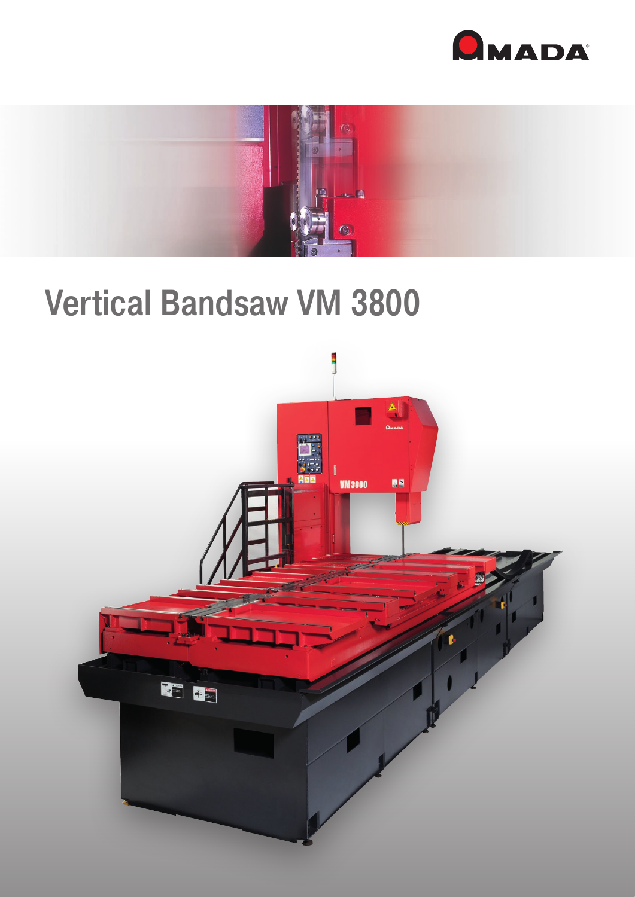# Vertical Bandsaw VM 3800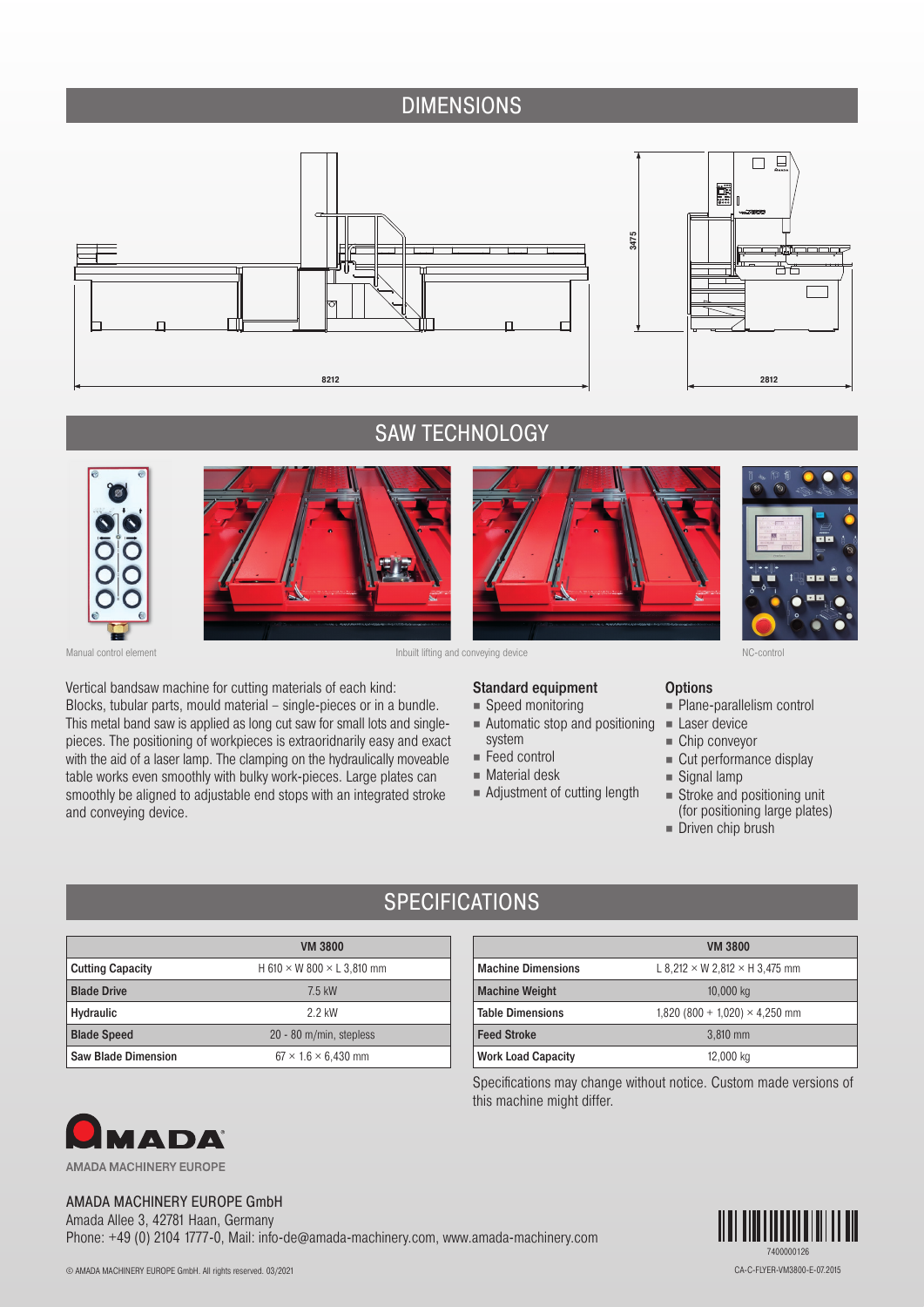## DIMENSIONS

3475

8212

2812

## SAW TECHNOLOGY

Manual control element

Inbuilt lifting and conveying device

NC-control

Vertical bandsaw machine for cutting materials of each kind: Blocks, tubular parts, mould material – single-pieces or in a bundle. This metal band saw is applied as long cut saw for small lots and single-pieces. The positioning of workpieces is extraoridnarily easy and exact with the aid of a laser lamp. The clamping on the hydraulically moveable table works even smoothly with bulky work-pieces. Large plates can smoothly be aligned to adjustable end stops with an integrated stroke and conveying device.

### Standard equipment

- Speed monitoring
- Automatic stop and positioning system
- Feed control
- Material desk
- Adjustment of cutting length

### Options

- Plane-parallelism control
- Laser device
- Chip conveyor
- Cut performance display
- Signal lamp
- Stroke and positioning unit (for positioning large plates)
- Driven chip brush

## SPECIFICATIONS

| | VM 3800 |
|---|---|
| **Cutting Capacity** | H 610 × W 800 × L 3,810 mm |
| **Blade Drive** | 7.5 kW |
| **Hydraulic** | 2.2 kW |
| **Blade Speed** | 20 - 80 m/min, stepless |
| **Saw Blade Dimension** | 67 × 1.6 × 6,430 mm |

| | VM 3800 |
|---|---|
| **Machine Dimensions** | L 8,212 × W 2,812 × H 3,475 mm |
| **Machine Weight** | 10,000 kg |
| **Table Dimensions** | 1,820 (800 + 1,020) × 4,250 mm |
| **Feed Stroke** | 3,810 mm |
| **Work Load Capacity** | 12,000 kg |

Specifications may change without notice. Custom made versions of this machine might differ.

AMADA

AMADA MACHINERY EUROPE

AMADA MACHINERY EUROPE GmbH
Amada Allee 3, 42781 Haan, Germany
Phone: +49 (0) 2104 1777-0, Mail: info-de@amada-machinery.com, www.amada-machinery.com

7400000126

© AMADA MACHINERY EUROPE GmbH. All rights reserved. 03/2021

CA-C-FLYER-VM3800-E-07.2015